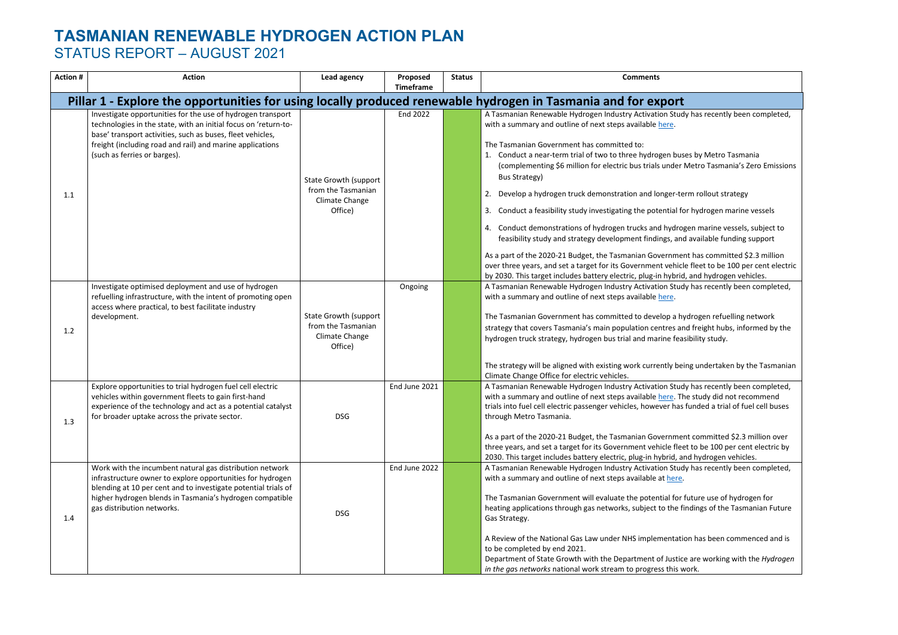# TASMANIAN RENEWABLE HYDROGEN ACTION PLAN

## STATUS REPORT – AUGUST 2021

| Action # | Action | Lead agency | Proposed Timeframe | Status | Comments |
|---|---|---|---|---|---|
| **Pillar 1 - Explore the opportunities for using locally produced renewable hydrogen in Tasmania and for export** | | | | | |
| 1.1 | Investigate opportunities for the use of hydrogen transport technologies in the state, with an initial focus on 'return-to-base' transport activities, such as buses, fleet vehicles, freight (including road and rail) and marine applications (such as ferries or barges). | State Growth (support from the Tasmanian Climate Change Office) | End 2022 | | A Tasmanian Renewable Hydrogen Industry Activation Study has recently been completed, with a summary and outline of next steps available here.<br><br>The Tasmanian Government has committed to:<br>1. Conduct a near-term trial of two to three hydrogen buses by Metro Tasmania (complementing $6 million for electric bus trials under Metro Tasmania's Zero Emissions Bus Strategy)<br>2. Develop a hydrogen truck demonstration and longer-term rollout strategy<br>3. Conduct a feasibility study investigating the potential for hydrogen marine vessels<br>4. Conduct demonstrations of hydrogen trucks and hydrogen marine vessels, subject to feasibility study and strategy development findings, and available funding support<br><br>As a part of the 2020-21 Budget, the Tasmanian Government has committed $2.3 million over three years, and set a target for its Government vehicle fleet to be 100 per cent electric by 2030. This target includes battery electric, plug-in hybrid, and hydrogen vehicles. |
| 1.2 | Investigate optimised deployment and use of hydrogen refuelling infrastructure, with the intent of promoting open access where practical, to best facilitate industry development. | State Growth (support from the Tasmanian Climate Change Office) | Ongoing | | A Tasmanian Renewable Hydrogen Industry Activation Study has recently been completed, with a summary and outline of next steps available here.<br><br>The Tasmanian Government has committed to develop a hydrogen refuelling network strategy that covers Tasmania's main population centres and freight hubs, informed by the hydrogen truck strategy, hydrogen bus trial and marine feasibility study.<br><br>The strategy will be aligned with existing work currently being undertaken by the Tasmanian Climate Change Office for electric vehicles. |
| 1.3 | Explore opportunities to trial hydrogen fuel cell electric vehicles within government fleets to gain first-hand experience of the technology and act as a potential catalyst for broader uptake across the private sector. | DSG | End June 2021 | | A Tasmanian Renewable Hydrogen Industry Activation Study has recently been completed, with a summary and outline of next steps available here. The study did not recommend trials into fuel cell electric passenger vehicles, however has funded a trial of fuel cell buses through Metro Tasmania.<br><br>As a part of the 2020-21 Budget, the Tasmanian Government committed $2.3 million over three years, and set a target for its Government vehicle fleet to be 100 per cent electric by 2030. This target includes battery electric, plug-in hybrid, and hydrogen vehicles. |
| 1.4 | Work with the incumbent natural gas distribution network infrastructure owner to explore opportunities for hydrogen blending at 10 per cent and to investigate potential trials of higher hydrogen blends in Tasmania's hydrogen compatible gas distribution networks. | DSG | End June 2022 | | A Tasmanian Renewable Hydrogen Industry Activation Study has recently been completed, with a summary and outline of next steps available at here.<br><br>The Tasmanian Government will evaluate the potential for future use of hydrogen for heating applications through gas networks, subject to the findings of the Tasmanian Future Gas Strategy.<br><br>A Review of the National Gas Law under NHS implementation has been commenced and is to be completed by end 2021.<br>Department of State Growth with the Department of Justice are working with the *Hydrogen in the gas networks* national work stream to progress this work. |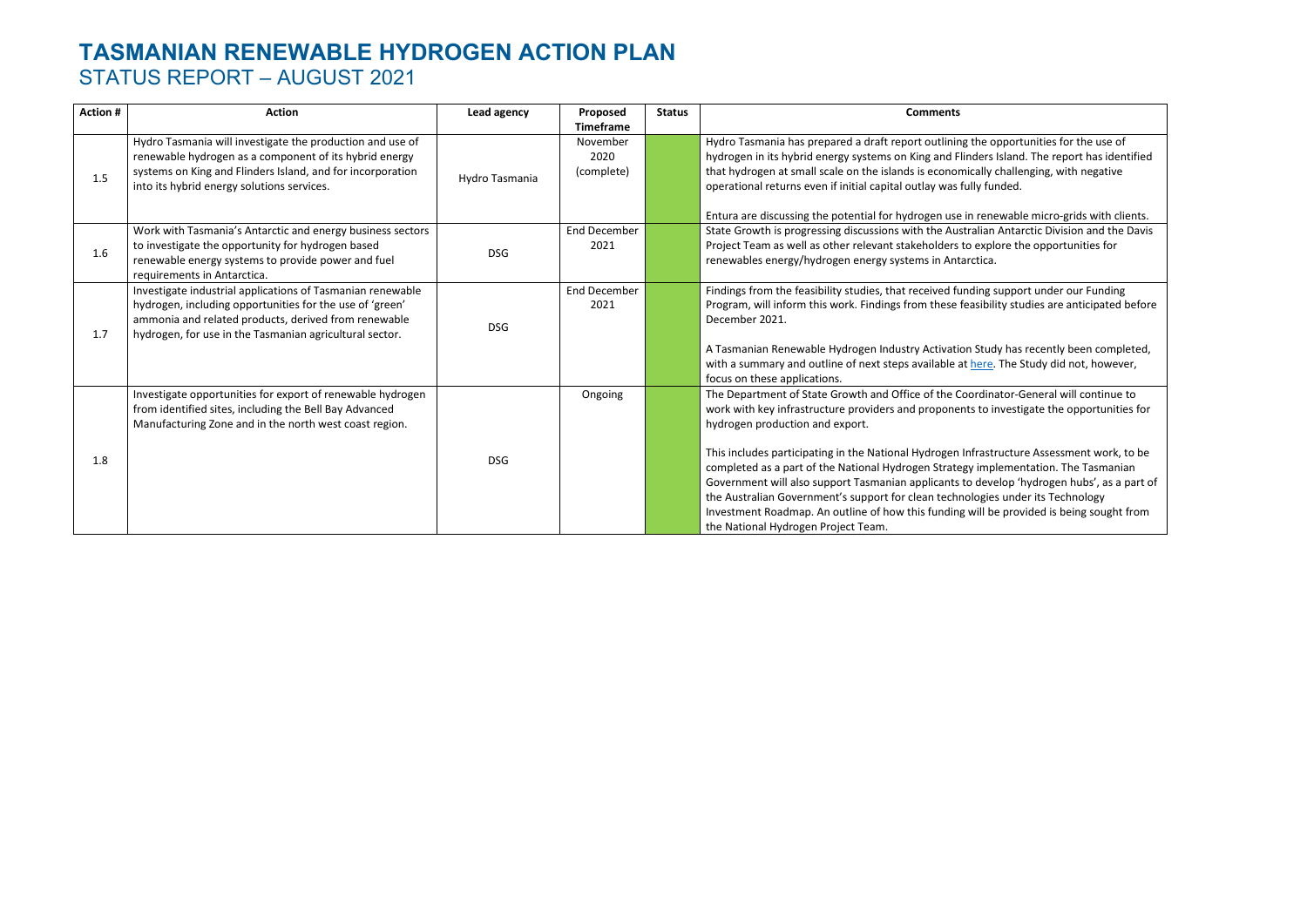# TASMANIAN RENEWABLE HYDROGEN ACTION PLAN

## STATUS REPORT – AUGUST 2021

| Action # | Action | Lead agency | Proposed Timeframe | Status | Comments |
|---|---|---|---|---|---|
| 1.5 | Hydro Tasmania will investigate the production and use of renewable hydrogen as a component of its hybrid energy systems on King and Flinders Island, and for incorporation into its hybrid energy solutions services. | Hydro Tasmania | November 2020 (complete) | | Hydro Tasmania has prepared a draft report outlining the opportunities for the use of hydrogen in its hybrid energy systems on King and Flinders Island. The report has identified that hydrogen at small scale on the islands is economically challenging, with negative operational returns even if initial capital outlay was fully funded.<br><br>Entura are discussing the potential for hydrogen use in renewable micro-grids with clients. |
| 1.6 | Work with Tasmania's Antarctic and energy business sectors to investigate the opportunity for hydrogen based renewable energy systems to provide power and fuel requirements in Antarctica. | DSG | End December 2021 | | State Growth is progressing discussions with the Australian Antarctic Division and the Davis Project Team as well as other relevant stakeholders to explore the opportunities for renewables energy/hydrogen energy systems in Antarctica. |
| 1.7 | Investigate industrial applications of Tasmanian renewable hydrogen, including opportunities for the use of 'green' ammonia and related products, derived from renewable hydrogen, for use in the Tasmanian agricultural sector. | DSG | End December 2021 | | Findings from the feasibility studies, that received funding support under our Funding Program, will inform this work. Findings from these feasibility studies are anticipated before December 2021.<br><br>A Tasmanian Renewable Hydrogen Industry Activation Study has recently been completed, with a summary and outline of next steps available at here. The Study did not, however, focus on these applications. |
| 1.8 | Investigate opportunities for export of renewable hydrogen from identified sites, including the Bell Bay Advanced Manufacturing Zone and in the north west coast region. | DSG | Ongoing | | The Department of State Growth and Office of the Coordinator-General will continue to work with key infrastructure providers and proponents to investigate the opportunities for hydrogen production and export.<br><br>This includes participating in the National Hydrogen Infrastructure Assessment work, to be completed as a part of the National Hydrogen Strategy implementation. The Tasmanian Government will also support Tasmanian applicants to develop 'hydrogen hubs', as a part of the Australian Government's support for clean technologies under its Technology Investment Roadmap. An outline of how this funding will be provided is being sought from the National Hydrogen Project Team. |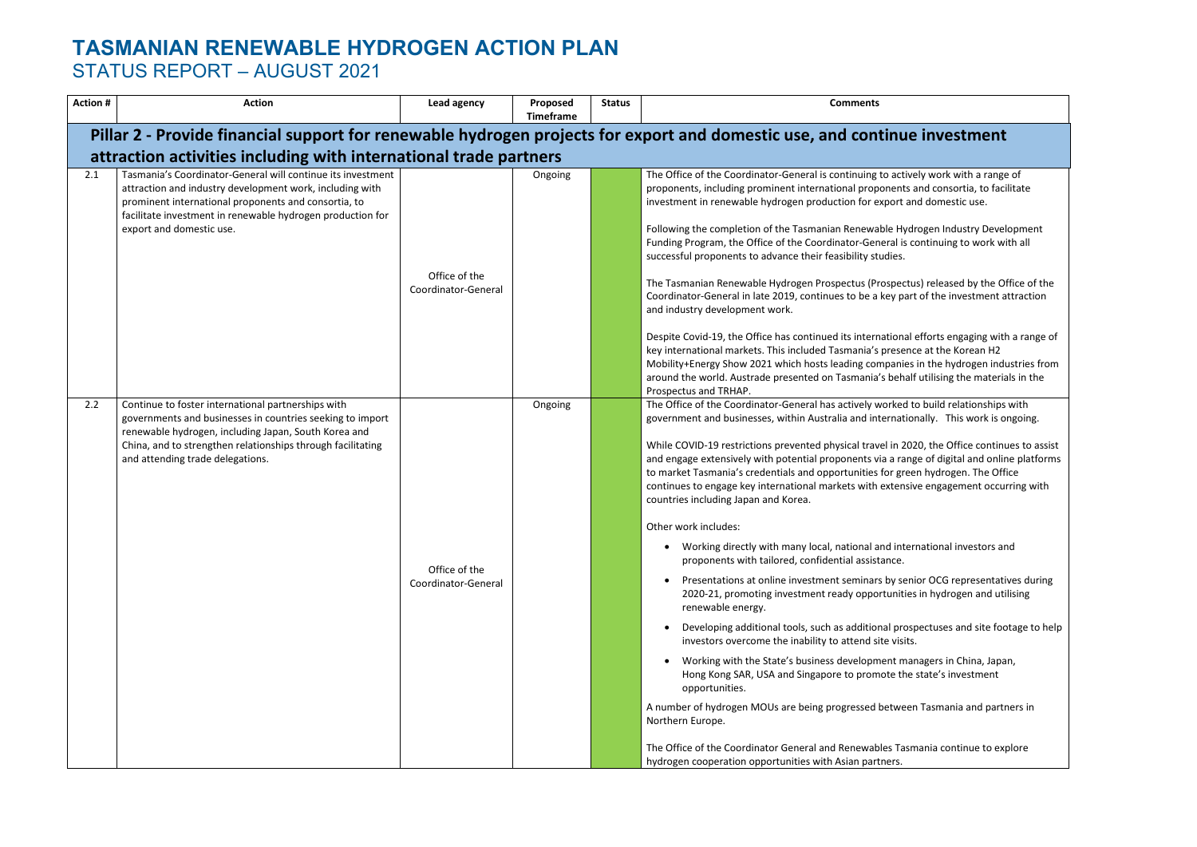# TASMANIAN RENEWABLE HYDROGEN ACTION PLAN

## STATUS REPORT – AUGUST 2021

| Action # | Action | Lead agency | Proposed Timeframe | Status | Comments |
|---|---|---|---|---|---|
| **Pillar 2 - Provide financial support for renewable hydrogen projects for export and domestic use, and continue investment attraction activities including with international trade partners** | | | | | |
| 2.1 | Tasmania's Coordinator-General will continue its investment attraction and industry development work, including with prominent international proponents and consortia, to facilitate investment in renewable hydrogen production for export and domestic use. | Office of the Coordinator-General | Ongoing | | The Office of the Coordinator-General is continuing to actively work with a range of proponents, including prominent international proponents and consortia, to facilitate investment in renewable hydrogen production for export and domestic use.<br><br>Following the completion of the Tasmanian Renewable Hydrogen Industry Development Funding Program, the Office of the Coordinator-General is continuing to work with all successful proponents to advance their feasibility studies.<br><br>The Tasmanian Renewable Hydrogen Prospectus (Prospectus) released by the Office of the Coordinator-General in late 2019, continues to be a key part of the investment attraction and industry development work.<br><br>Despite Covid-19, the Office has continued its international efforts engaging with a range of key international markets. This included Tasmania's presence at the Korean H2 Mobility+Energy Show 2021 which hosts leading companies in the hydrogen industries from around the world. Austrade presented on Tasmania's behalf utilising the materials in the Prospectus and TRHAP. |
| 2.2 | Continue to foster international partnerships with governments and businesses in countries seeking to import renewable hydrogen, including Japan, South Korea and China, and to strengthen relationships through facilitating and attending trade delegations. | Office of the Coordinator-General | Ongoing | | The Office of the Coordinator-General has actively worked to build relationships with government and businesses, within Australia and internationally. This work is ongoing.<br><br>While COVID-19 restrictions prevented physical travel in 2020, the Office continues to assist and engage extensively with potential proponents via a range of digital and online platforms to market Tasmania's credentials and opportunities for green hydrogen. The Office continues to engage key international markets with extensive engagement occurring with countries including Japan and Korea.<br><br>Other work includes:<br><br>• Working directly with many local, national and international investors and proponents with tailored, confidential assistance.<br>• Presentations at online investment seminars by senior OCG representatives during 2020-21, promoting investment ready opportunities in hydrogen and utilising renewable energy.<br>• Developing additional tools, such as additional prospectuses and site footage to help investors overcome the inability to attend site visits.<br>• Working with the State's business development managers in China, Japan, Hong Kong SAR, USA and Singapore to promote the state's investment opportunities.<br><br>A number of hydrogen MOUs are being progressed between Tasmania and partners in Northern Europe.<br><br>The Office of the Coordinator General and Renewables Tasmania continue to explore hydrogen cooperation opportunities with Asian partners. |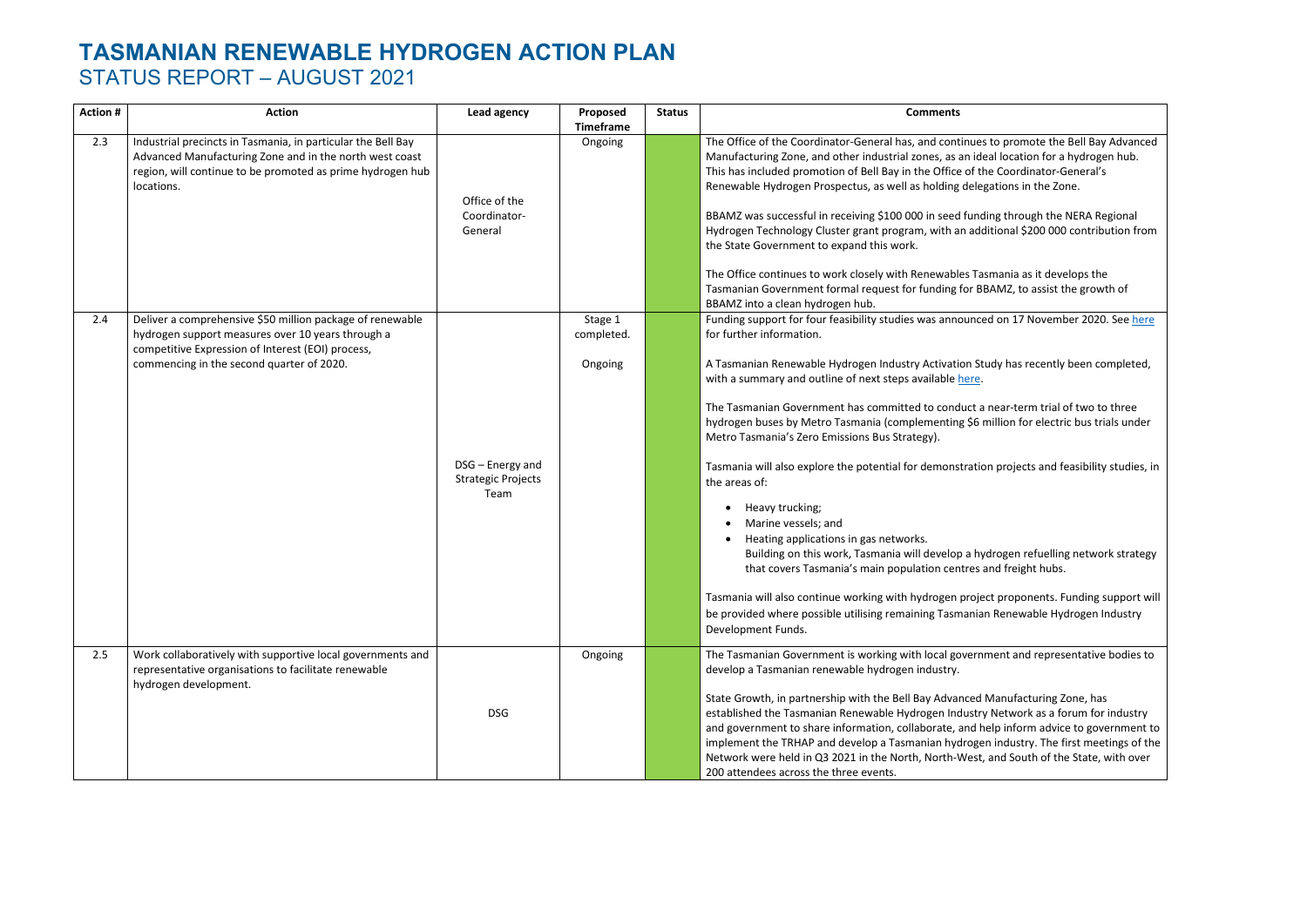# TASMANIAN RENEWABLE HYDROGEN ACTION PLAN
## STATUS REPORT – AUGUST 2021

| Action # | Action | Lead agency | Proposed Timeframe | Status | Comments |
|---|---|---|---|---|---|
| 2.3 | Industrial precincts in Tasmania, in particular the Bell Bay Advanced Manufacturing Zone and in the north west coast region, will continue to be promoted as prime hydrogen hub locations. | Office of the Coordinator-General | Ongoing | | The Office of the Coordinator-General has, and continues to promote the Bell Bay Advanced Manufacturing Zone, and other industrial zones, as an ideal location for a hydrogen hub. This has included promotion of Bell Bay in the Office of the Coordinator-General's Renewable Hydrogen Prospectus, as well as holding delegations in the Zone.<br><br>BBAMZ was successful in receiving $100 000 in seed funding through the NERA Regional Hydrogen Technology Cluster grant program, with an additional $200 000 contribution from the State Government to expand this work.<br><br>The Office continues to work closely with Renewables Tasmania as it develops the Tasmanian Government formal request for funding for BBAMZ, to assist the growth of BBAMZ into a clean hydrogen hub. |
| 2.4 | Deliver a comprehensive $50 million package of renewable hydrogen support measures over 10 years through a competitive Expression of Interest (EOI) process, commencing in the second quarter of 2020. | DSG – Energy and Strategic Projects Team | Stage 1 completed.<br><br>Ongoing | | Funding support for four feasibility studies was announced on 17 November 2020. See here for further information.<br><br>A Tasmanian Renewable Hydrogen Industry Activation Study has recently been completed, with a summary and outline of next steps available here.<br><br>The Tasmanian Government has committed to conduct a near-term trial of two to three hydrogen buses by Metro Tasmania (complementing $6 million for electric bus trials under Metro Tasmania's Zero Emissions Bus Strategy).<br><br>Tasmania will also explore the potential for demonstration projects and feasibility studies, in the areas of:<br>• Heavy trucking;<br>• Marine vessels; and<br>• Heating applications in gas networks.<br>Building on this work, Tasmania will develop a hydrogen refuelling network strategy that covers Tasmania's main population centres and freight hubs.<br><br>Tasmania will also continue working with hydrogen project proponents. Funding support will be provided where possible utilising remaining Tasmanian Renewable Hydrogen Industry Development Funds. |
| 2.5 | Work collaboratively with supportive local governments and representative organisations to facilitate renewable hydrogen development. | DSG | Ongoing | | The Tasmanian Government is working with local government and representative bodies to develop a Tasmanian renewable hydrogen industry.<br><br>State Growth, in partnership with the Bell Bay Advanced Manufacturing Zone, has established the Tasmanian Renewable Hydrogen Industry Network as a forum for industry and government to share information, collaborate, and help inform advice to government to implement the TRHAP and develop a Tasmanian hydrogen industry. The first meetings of the Network were held in Q3 2021 in the North, North-West, and South of the State, with over 200 attendees across the three events. |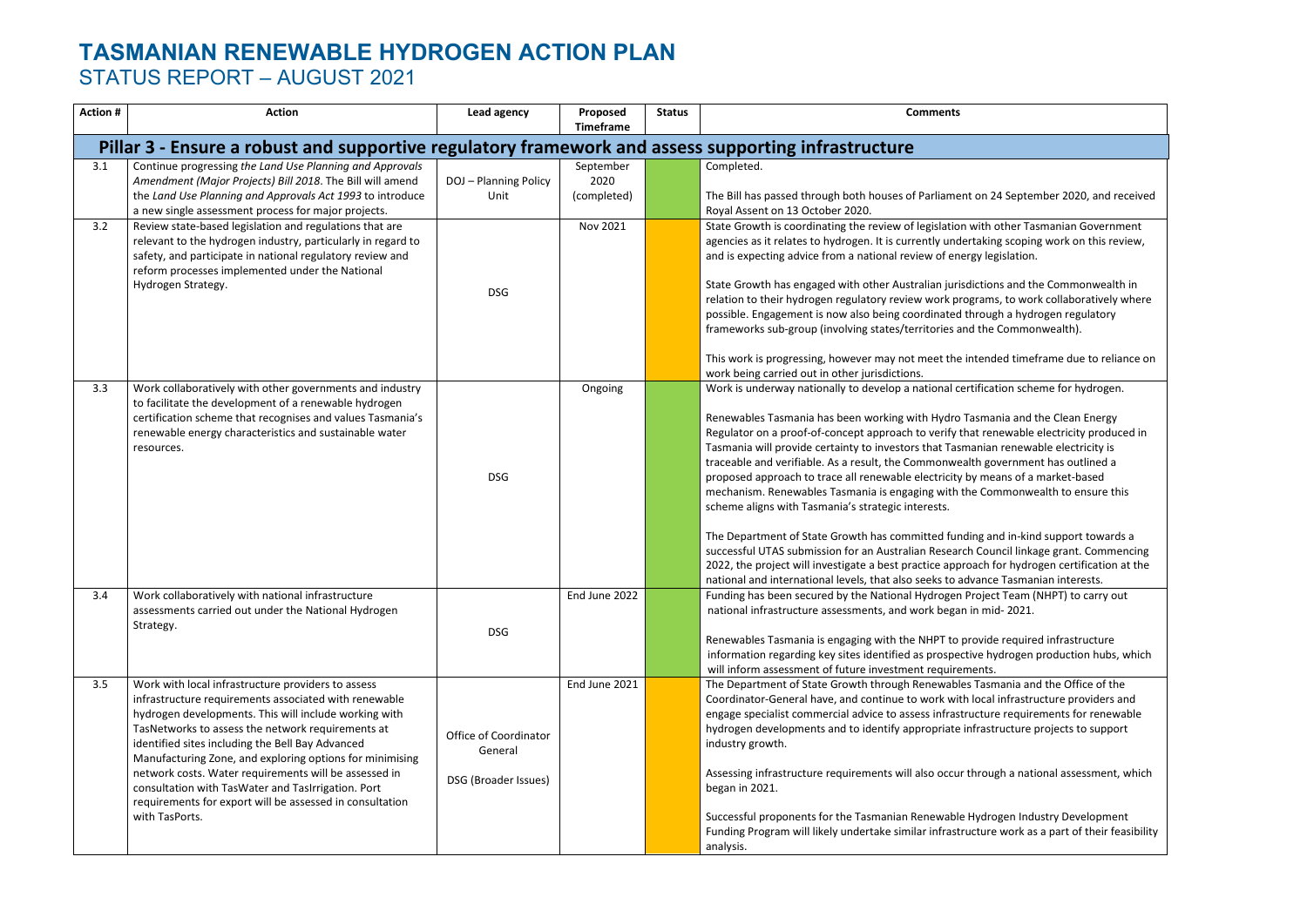# TASMANIAN RENEWABLE HYDROGEN ACTION PLAN

## STATUS REPORT – AUGUST 2021

| Action # | Action | Lead agency | Proposed Timeframe | Status | Comments |
|---|---|---|---|---|---|
| **Pillar 3 - Ensure a robust and supportive regulatory framework and assess supporting infrastructure** | | | | | |
| 3.1 | Continue progressing *the Land Use Planning and Approvals Amendment (Major Projects) Bill 2018*. The Bill will amend the *Land Use Planning and Approvals Act 1993* to introduce a new single assessment process for major projects. | DOJ – Planning Policy Unit | September 2020 (completed) | | Completed.<br><br>The Bill has passed through both houses of Parliament on 24 September 2020, and received Royal Assent on 13 October 2020. |
| 3.2 | Review state-based legislation and regulations that are relevant to the hydrogen industry, particularly in regard to safety, and participate in national regulatory review and reform processes implemented under the National Hydrogen Strategy. | DSG | Nov 2021 | | State Growth is coordinating the review of legislation with other Tasmanian Government agencies as it relates to hydrogen. It is currently undertaking scoping work on this review, and is expecting advice from a national review of energy legislation.<br><br>State Growth has engaged with other Australian jurisdictions and the Commonwealth in relation to their hydrogen regulatory review work programs, to work collaboratively where possible. Engagement is now also being coordinated through a hydrogen regulatory frameworks sub-group (involving states/territories and the Commonwealth).<br><br>This work is progressing, however may not meet the intended timeframe due to reliance on work being carried out in other jurisdictions. |
| 3.3 | Work collaboratively with other governments and industry to facilitate the development of a renewable hydrogen certification scheme that recognises and values Tasmania's renewable energy characteristics and sustainable water resources. | DSG | Ongoing | | Work is underway nationally to develop a national certification scheme for hydrogen.<br><br>Renewables Tasmania has been working with Hydro Tasmania and the Clean Energy Regulator on a proof-of-concept approach to verify that renewable electricity produced in Tasmania will provide certainty to investors that Tasmanian renewable electricity is traceable and verifiable. As a result, the Commonwealth government has outlined a proposed approach to trace all renewable electricity by means of a market-based mechanism. Renewables Tasmania is engaging with the Commonwealth to ensure this scheme aligns with Tasmania's strategic interests.<br><br>The Department of State Growth has committed funding and in-kind support towards a successful UTAS submission for an Australian Research Council linkage grant. Commencing 2022, the project will investigate a best practice approach for hydrogen certification at the national and international levels, that also seeks to advance Tasmanian interests. |
| 3.4 | Work collaboratively with national infrastructure assessments carried out under the National Hydrogen Strategy. | DSG | End June 2022 | | Funding has been secured by the National Hydrogen Project Team (NHPT) to carry out national infrastructure assessments, and work began in mid- 2021.<br><br>Renewables Tasmania is engaging with the NHPT to provide required infrastructure information regarding key sites identified as prospective hydrogen production hubs, which will inform assessment of future investment requirements. |
| 3.5 | Work with local infrastructure providers to assess infrastructure requirements associated with renewable hydrogen developments. This will include working with TasNetworks to assess the network requirements at identified sites including the Bell Bay Advanced Manufacturing Zone, and exploring options for minimising network costs. Water requirements will be assessed in consultation with TasWater and TasIrrigation. Port requirements for export will be assessed in consultation with TasPorts. | Office of Coordinator General<br><br>DSG (Broader Issues) | End June 2021 | | The Department of State Growth through Renewables Tasmania and the Office of the Coordinator-General have, and continue to work with local infrastructure providers and engage specialist commercial advice to assess infrastructure requirements for renewable hydrogen developments and to identify appropriate infrastructure projects to support industry growth.<br><br>Assessing infrastructure requirements will also occur through a national assessment, which began in 2021.<br><br>Successful proponents for the Tasmanian Renewable Hydrogen Industry Development Funding Program will likely undertake similar infrastructure work as a part of their feasibility analysis. |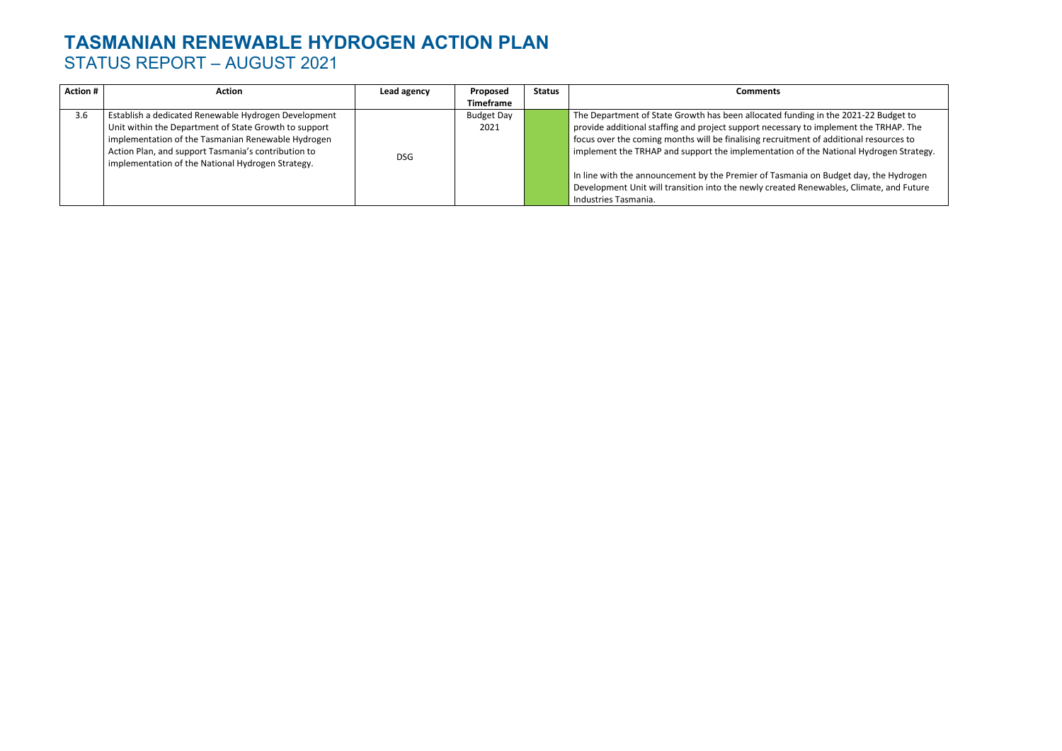# TASMANIAN RENEWABLE HYDROGEN ACTION PLAN

## STATUS REPORT – AUGUST 2021

| Action # | Action | Lead agency | Proposed Timeframe | Status | Comments |
|---|---|---|---|---|---|
| 3.6 | Establish a dedicated Renewable Hydrogen Development Unit within the Department of State Growth to support implementation of the Tasmanian Renewable Hydrogen Action Plan, and support Tasmania's contribution to implementation of the National Hydrogen Strategy. | DSG | Budget Day 2021 | | The Department of State Growth has been allocated funding in the 2021-22 Budget to provide additional staffing and project support necessary to implement the TRHAP. The focus over the coming months will be finalising recruitment of additional resources to implement the TRHAP and support the implementation of the National Hydrogen Strategy.<br><br>In line with the announcement by the Premier of Tasmania on Budget day, the Hydrogen Development Unit will transition into the newly created Renewables, Climate, and Future Industries Tasmania. |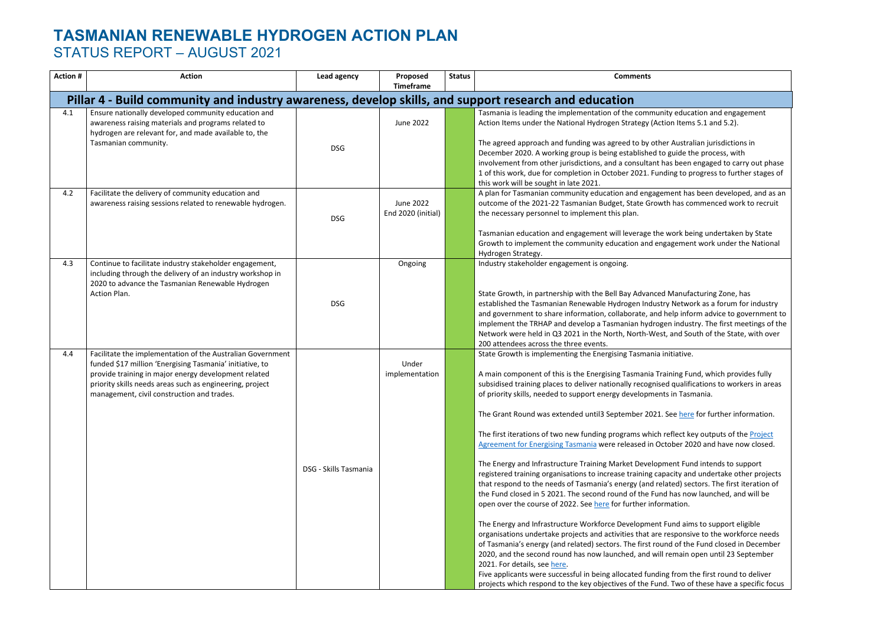# TASMANIAN RENEWABLE HYDROGEN ACTION PLAN

## STATUS REPORT – AUGUST 2021

| Action # | Action | Lead agency | Proposed Timeframe | Status | Comments |
|---|---|---|---|---|---|
| **Pillar 4 - Build community and industry awareness, develop skills, and support research and education** | | | | | |
| 4.1 | Ensure nationally developed community education and awareness raising materials and programs related to hydrogen are relevant for, and made available to, the Tasmanian community. | DSG | June 2022 | | Tasmania is leading the implementation of the community education and engagement Action Items under the National Hydrogen Strategy (Action Items 5.1 and 5.2).<br><br>The agreed approach and funding was agreed to by other Australian jurisdictions in December 2020. A working group is being established to guide the process, with involvement from other jurisdictions, and a consultant has been engaged to carry out phase 1 of this work, due for completion in October 2021. Funding to progress to further stages of this work will be sought in late 2021. |
| 4.2 | Facilitate the delivery of community education and awareness raising sessions related to renewable hydrogen. | DSG | June 2022<br>End 2020 (initial) | | A plan for Tasmanian community education and engagement has been developed, and as an outcome of the 2021-22 Tasmanian Budget, State Growth has commenced work to recruit the necessary personnel to implement this plan.<br><br>Tasmanian education and engagement will leverage the work being undertaken by State Growth to implement the community education and engagement work under the National Hydrogen Strategy. |
| 4.3 | Continue to facilitate industry stakeholder engagement, including through the delivery of an industry workshop in 2020 to advance the Tasmanian Renewable Hydrogen Action Plan. | DSG | Ongoing | | Industry stakeholder engagement is ongoing.<br><br>State Growth, in partnership with the Bell Bay Advanced Manufacturing Zone, has established the Tasmanian Renewable Hydrogen Industry Network as a forum for industry and government to share information, collaborate, and help inform advice to government to implement the TRHAP and develop a Tasmanian hydrogen industry. The first meetings of the Network were held in Q3 2021 in the North, North-West, and South of the State, with over 200 attendees across the three events. |
| 4.4 | Facilitate the implementation of the Australian Government funded $17 million 'Energising Tasmania' initiative, to provide training in major energy development related priority skills needs areas such as engineering, project management, civil construction and trades. | DSG - Skills Tasmania | Under implementation | | State Growth is implementing the Energising Tasmania initiative.<br><br>A main component of this is the Energising Tasmania Training Fund, which provides fully subsidised training places to deliver nationally recognised qualifications to workers in areas of priority skills, needed to support energy developments in Tasmania.<br><br>The Grant Round was extended until3 September 2021. See here for further information.<br><br>The first iterations of two new funding programs which reflect key outputs of the Project Agreement for Energising Tasmania were released in October 2020 and have now closed.<br><br>The Energy and Infrastructure Training Market Development Fund intends to support registered training organisations to increase training capacity and undertake other projects that respond to the needs of Tasmania's energy (and related) sectors. The first iteration of the Fund closed in 5 2021. The second round of the Fund has now launched, and will be open over the course of 2022. See here for further information.<br><br>The Energy and Infrastructure Workforce Development Fund aims to support eligible organisations undertake projects and activities that are responsive to the workforce needs of Tasmania's energy (and related) sectors. The first round of the Fund closed in December 2020, and the second round has now launched, and will remain open until 23 September 2021. For details, see here.<br>Five applicants were successful in being allocated funding from the first round to deliver projects which respond to the key objectives of the Fund. Two of these have a specific focus |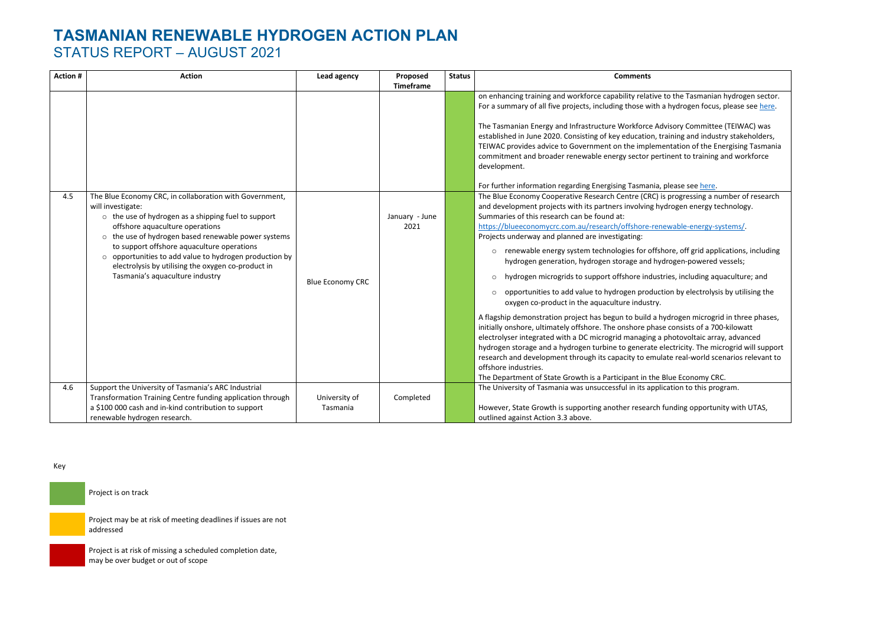# TASMANIAN RENEWABLE HYDROGEN ACTION PLAN

## STATUS REPORT – AUGUST 2021

| Action # | Action | Lead agency | Proposed Timeframe | Status | Comments |
|---|---|---|---|---|---|
| | | | | | on enhancing training and workforce capability relative to the Tasmanian hydrogen sector. For a summary of all five projects, including those with a hydrogen focus, please see here.<br><br>The Tasmanian Energy and Infrastructure Workforce Advisory Committee (TEIWAC) was established in June 2020. Consisting of key education, training and industry stakeholders, TEIWAC provides advice to Government on the implementation of the Energising Tasmania commitment and broader renewable energy sector pertinent to training and workforce development.<br><br>For further information regarding Energising Tasmania, please see here. |
| 4.5 | The Blue Economy CRC, in collaboration with Government, will investigate:<br>○ the use of hydrogen as a shipping fuel to support offshore aquaculture operations<br>○ the use of hydrogen based renewable power systems to support offshore aquaculture operations<br>○ opportunities to add value to hydrogen production by electrolysis by utilising the oxygen co-product in Tasmania's aquaculture industry | Blue Economy CRC | January - June 2021 | | The Blue Economy Cooperative Research Centre (CRC) is progressing a number of research and development projects with its partners involving hydrogen energy technology. Summaries of this research can be found at: https://blueeconomycrc.com.au/research/offshore-renewable-energy-systems/.<br>Projects underway and planned are investigating:<br>○ renewable energy system technologies for offshore, off grid applications, including hydrogen generation, hydrogen storage and hydrogen-powered vessels;<br>○ hydrogen microgrids to support offshore industries, including aquaculture; and<br>○ opportunities to add value to hydrogen production by electrolysis by utilising the oxygen co-product in the aquaculture industry.<br><br>A flagship demonstration project has begun to build a hydrogen microgrid in three phases, initially onshore, ultimately offshore. The onshore phase consists of a 700-kilowatt electrolyser integrated with a DC microgrid managing a photovoltaic array, advanced hydrogen storage and a hydrogen turbine to generate electricity. The microgrid will support research and development through its capacity to emulate real-world scenarios relevant to offshore industries.<br>The Department of State Growth is a Participant in the Blue Economy CRC. |
| 4.6 | Support the University of Tasmania's ARC Industrial Transformation Training Centre funding application through a $100 000 cash and in-kind contribution to support renewable hydrogen research. | University of Tasmania | Completed | | The University of Tasmania was unsuccessful in its application to this program.<br><br>However, State Growth is supporting another research funding opportunity with UTAS, outlined against Action 3.3 above. |

Key

Project is on track

Project may be at risk of meeting deadlines if issues are not addressed

Project is at risk of missing a scheduled completion date, may be over budget or out of scope